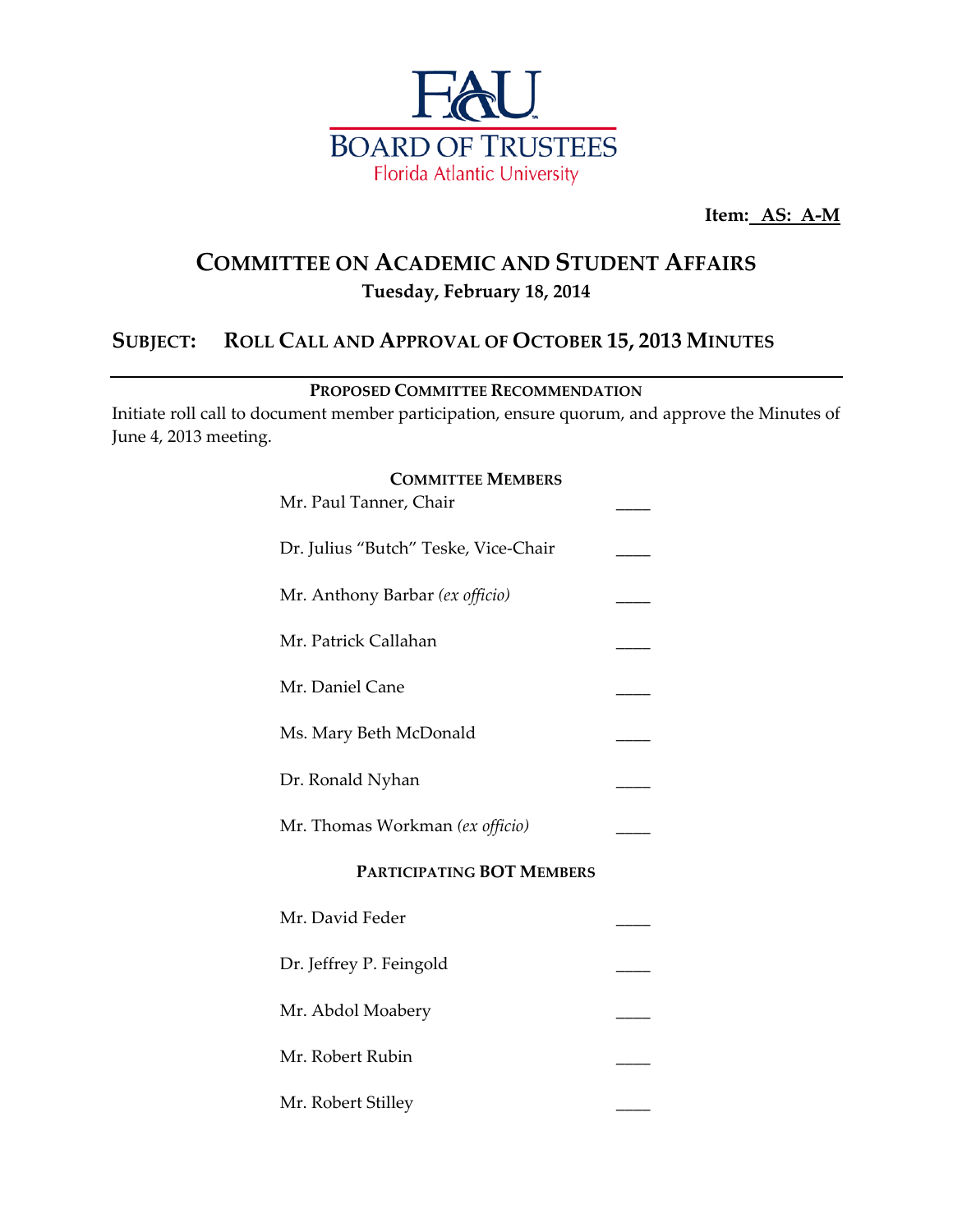FAU

BOARD OF TRUSTEES

Florida Atlantic University

**Item: AS: A-M**

# COMMITTEE ON ACADEMIC AND STUDENT AFFAIRS

**Tuesday, February 18, 2014**

## SUBJECT: ROLL CALL AND APPROVAL OF OCTOBER 15, 2013 MINUTES

---

**PROPOSED COMMITTEE RECOMMENDATION**

Initiate roll call to document member participation, ensure quorum, and approve the Minutes of June 4, 2013 meeting.

**COMMITTEE MEMBERS**

| | |
|---|---|
| Mr. Paul Tanner, Chair | ____ |
| Dr. Julius "Butch" Teske, Vice-Chair | ____ |
| Mr. Anthony Barbar *(ex officio)* | ____ |
| Mr. Patrick Callahan | ____ |
| Mr. Daniel Cane | ____ |
| Ms. Mary Beth McDonald | ____ |
| Dr. Ronald Nyhan | ____ |
| Mr. Thomas Workman *(ex officio)* | ____ |

**PARTICIPATING BOT MEMBERS**

| | |
|---|---|
| Mr. David Feder | ____ |
| Dr. Jeffrey P. Feingold | ____ |
| Mr. Abdol Moabery | ____ |
| Mr. Robert Rubin | ____ |
| Mr. Robert Stilley | ____ |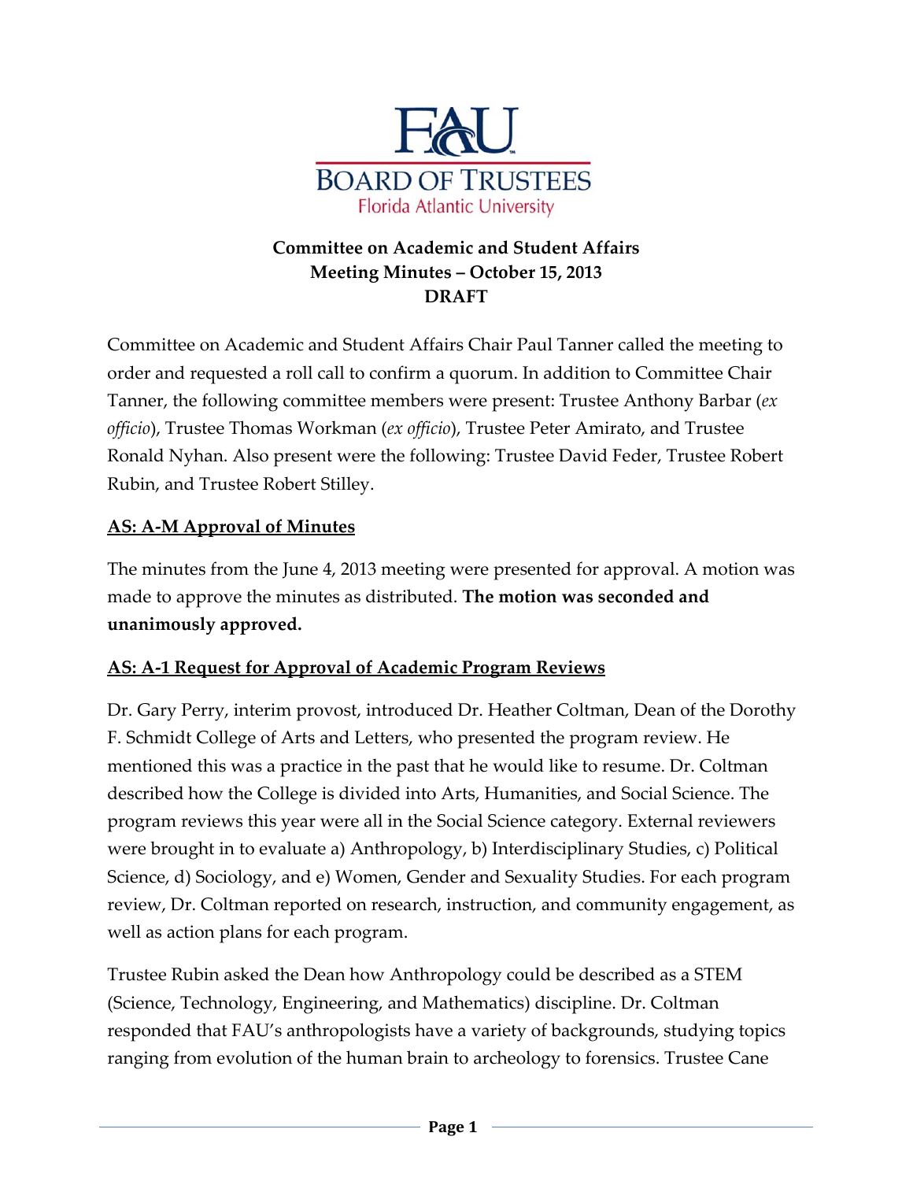FAU BOARD OF TRUSTEES
Florida Atlantic University

**Committee on Academic and Student Affairs**
**Meeting Minutes – October 15, 2013**
**DRAFT**

Committee on Academic and Student Affairs Chair Paul Tanner called the meeting to order and requested a roll call to confirm a quorum. In addition to Committee Chair Tanner, the following committee members were present: Trustee Anthony Barbar (*ex officio*), Trustee Thomas Workman (*ex officio*), Trustee Peter Amirato, and Trustee Ronald Nyhan. Also present were the following: Trustee David Feder, Trustee Robert Rubin, and Trustee Robert Stilley.

## AS: A-M Approval of Minutes

The minutes from the June 4, 2013 meeting were presented for approval. A motion was made to approve the minutes as distributed. **The motion was seconded and unanimously approved.**

## AS: A-1 Request for Approval of Academic Program Reviews

Dr. Gary Perry, interim provost, introduced Dr. Heather Coltman, Dean of the Dorothy F. Schmidt College of Arts and Letters, who presented the program review. He mentioned this was a practice in the past that he would like to resume. Dr. Coltman described how the College is divided into Arts, Humanities, and Social Science. The program reviews this year were all in the Social Science category. External reviewers were brought in to evaluate a) Anthropology, b) Interdisciplinary Studies, c) Political Science, d) Sociology, and e) Women, Gender and Sexuality Studies. For each program review, Dr. Coltman reported on research, instruction, and community engagement, as well as action plans for each program.

Trustee Rubin asked the Dean how Anthropology could be described as a STEM (Science, Technology, Engineering, and Mathematics) discipline. Dr. Coltman responded that FAU's anthropologists have a variety of backgrounds, studying topics ranging from evolution of the human brain to archeology to forensics. Trustee Cane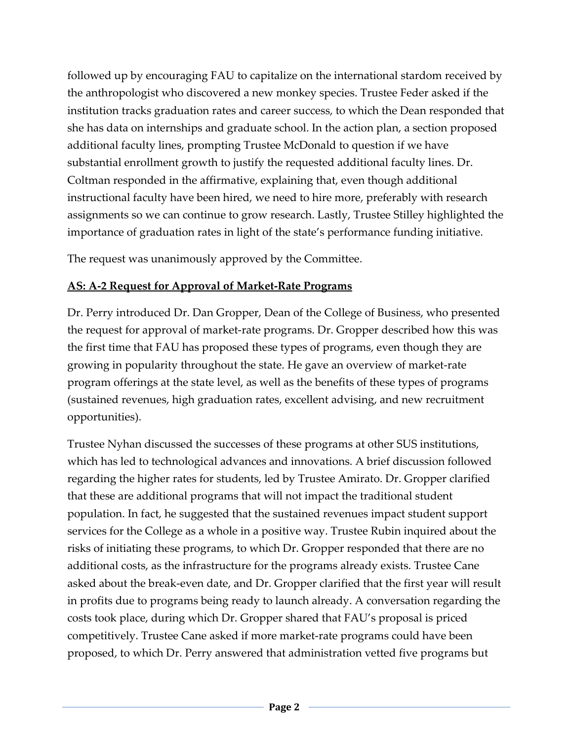followed up by encouraging FAU to capitalize on the international stardom received by the anthropologist who discovered a new monkey species. Trustee Feder asked if the institution tracks graduation rates and career success, to which the Dean responded that she has data on internships and graduate school. In the action plan, a section proposed additional faculty lines, prompting Trustee McDonald to question if we have substantial enrollment growth to justify the requested additional faculty lines. Dr. Coltman responded in the affirmative, explaining that, even though additional instructional faculty have been hired, we need to hire more, preferably with research assignments so we can continue to grow research. Lastly, Trustee Stilley highlighted the importance of graduation rates in light of the state's performance funding initiative.

The request was unanimously approved by the Committee.

**AS: A-2 Request for Approval of Market-Rate Programs**

Dr. Perry introduced Dr. Dan Gropper, Dean of the College of Business, who presented the request for approval of market-rate programs. Dr. Gropper described how this was the first time that FAU has proposed these types of programs, even though they are growing in popularity throughout the state. He gave an overview of market-rate program offerings at the state level, as well as the benefits of these types of programs (sustained revenues, high graduation rates, excellent advising, and new recruitment opportunities).

Trustee Nyhan discussed the successes of these programs at other SUS institutions, which has led to technological advances and innovations. A brief discussion followed regarding the higher rates for students, led by Trustee Amirato. Dr. Gropper clarified that these are additional programs that will not impact the traditional student population. In fact, he suggested that the sustained revenues impact student support services for the College as a whole in a positive way. Trustee Rubin inquired about the risks of initiating these programs, to which Dr. Gropper responded that there are no additional costs, as the infrastructure for the programs already exists. Trustee Cane asked about the break-even date, and Dr. Gropper clarified that the first year will result in profits due to programs being ready to launch already. A conversation regarding the costs took place, during which Dr. Gropper shared that FAU's proposal is priced competitively. Trustee Cane asked if more market-rate programs could have been proposed, to which Dr. Perry answered that administration vetted five programs but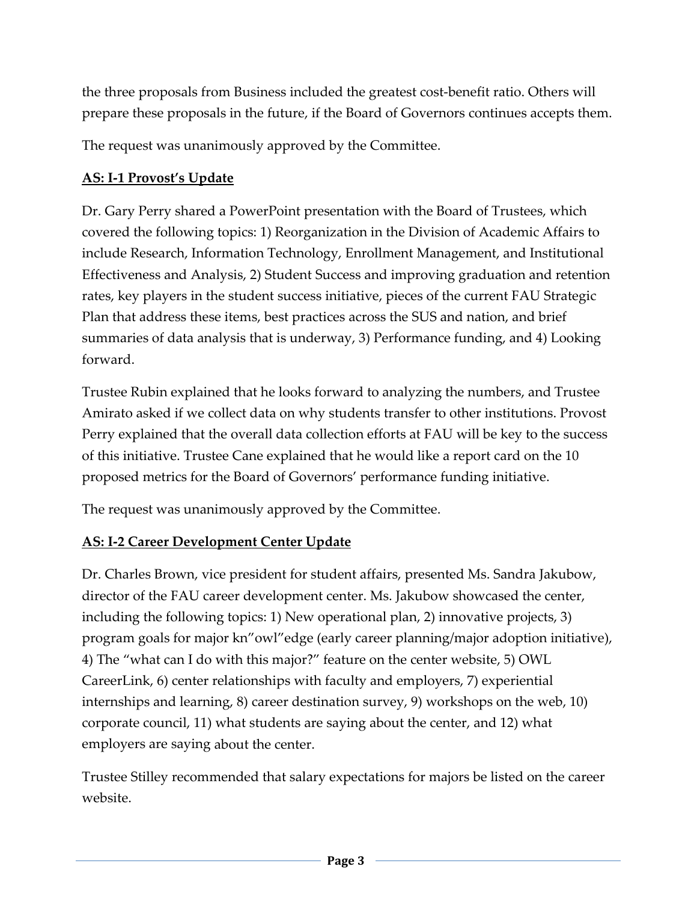the three proposals from Business included the greatest cost-benefit ratio. Others will prepare these proposals in the future, if the Board of Governors continues accepts them.

The request was unanimously approved by the Committee.

**<u>AS: I-1 Provost's Update</u>**

Dr. Gary Perry shared a PowerPoint presentation with the Board of Trustees, which covered the following topics: 1) Reorganization in the Division of Academic Affairs to include Research, Information Technology, Enrollment Management, and Institutional Effectiveness and Analysis, 2) Student Success and improving graduation and retention rates, key players in the student success initiative, pieces of the current FAU Strategic Plan that address these items, best practices across the SUS and nation, and brief summaries of data analysis that is underway, 3) Performance funding, and 4) Looking forward.

Trustee Rubin explained that he looks forward to analyzing the numbers, and Trustee Amirato asked if we collect data on why students transfer to other institutions. Provost Perry explained that the overall data collection efforts at FAU will be key to the success of this initiative. Trustee Cane explained that he would like a report card on the 10 proposed metrics for the Board of Governors' performance funding initiative.

The request was unanimously approved by the Committee.

**<u>AS: I-2 Career Development Center Update</u>**

Dr. Charles Brown, vice president for student affairs, presented Ms. Sandra Jakubow, director of the FAU career development center. Ms. Jakubow showcased the center, including the following topics: 1) New operational plan, 2) innovative projects, 3) program goals for major kn"owl"edge (early career planning/major adoption initiative), 4) The "what can I do with this major?" feature on the center website, 5) OWL CareerLink, 6) center relationships with faculty and employers, 7) experiential internships and learning, 8) career destination survey, 9) workshops on the web, 10) corporate council, 11) what students are saying about the center, and 12) what employers are saying about the center.

Trustee Stilley recommended that salary expectations for majors be listed on the career website.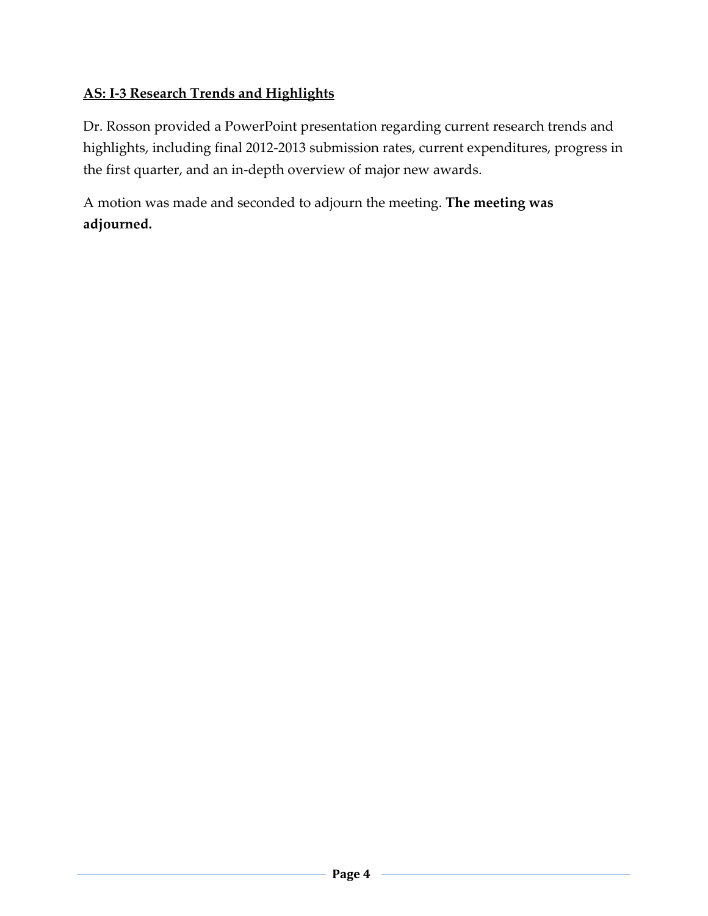**AS: I-3 Research Trends and Highlights**

Dr. Rosson provided a PowerPoint presentation regarding current research trends and highlights, including final 2012-2013 submission rates, current expenditures, progress in the first quarter, and an in-depth overview of major new awards.

A motion was made and seconded to adjourn the meeting. **The meeting was adjourned.**